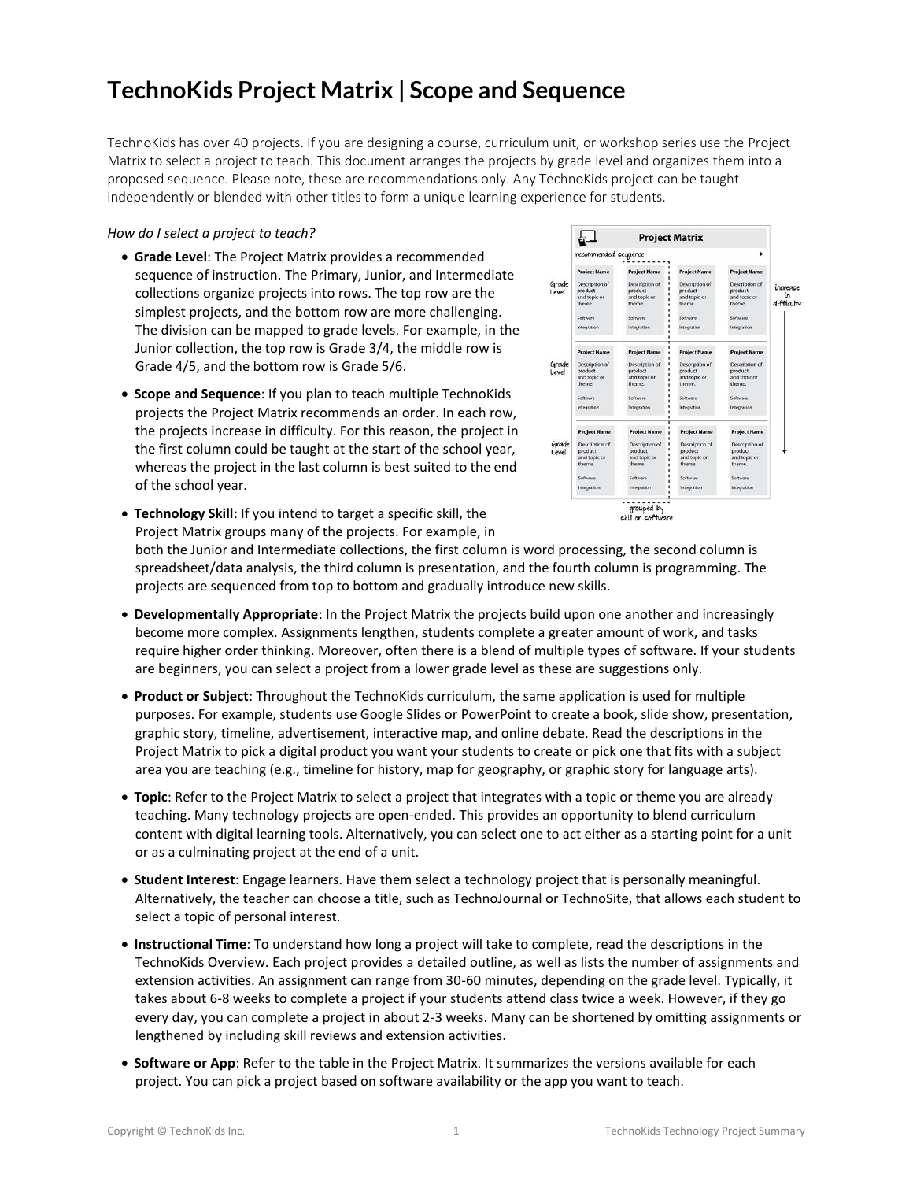# TechnoKids Project Matrix | Scope and Sequence

TechnoKids has over 40 projects. If you are designing a course, curriculum unit, or workshop series use the Project Matrix to select a project to teach. This document arranges the projects by grade level and organizes them into a proposed sequence. Please note, these are recommendations only. Any TechnoKids project can be taught independently or blended with other titles to form a unique learning experience for students.

*How do I select a project to teach?*

- **Grade Level**: The Project Matrix provides a recommended sequence of instruction. The Primary, Junior, and Intermediate collections organize projects into rows. The top row are the simplest projects, and the bottom row are more challenging. The division can be mapped to grade levels. For example, in the Junior collection, the top row is Grade 3/4, the middle row is Grade 4/5, and the bottom row is Grade 5/6.
- **Scope and Sequence**: If you plan to teach multiple TechnoKids projects the Project Matrix recommends an order. In each row, the projects increase in difficulty. For this reason, the project in the first column could be taught at the start of the school year, whereas the project in the last column is best suited to the end of the school year.
- **Technology Skill**: If you intend to target a specific skill, the Project Matrix groups many of the projects. For example, in both the Junior and Intermediate collections, the first column is word processing, the second column is spreadsheet/data analysis, the third column is presentation, and the fourth column is programming. The projects are sequenced from top to bottom and gradually introduce new skills.
- **Developmentally Appropriate**: In the Project Matrix the projects build upon one another and increasingly become more complex. Assignments lengthen, students complete a greater amount of work, and tasks require higher order thinking. Moreover, often there is a blend of multiple types of software. If your students are beginners, you can select a project from a lower grade level as these are suggestions only.
- **Product or Subject**: Throughout the TechnoKids curriculum, the same application is used for multiple purposes. For example, students use Google Slides or PowerPoint to create a book, slide show, presentation, graphic story, timeline, advertisement, interactive map, and online debate. Read the descriptions in the Project Matrix to pick a digital product you want your students to create or pick one that fits with a subject area you are teaching (e.g., timeline for history, map for geography, or graphic story for language arts).
- **Topic**: Refer to the Project Matrix to select a project that integrates with a topic or theme you are already teaching. Many technology projects are open-ended. This provides an opportunity to blend curriculum content with digital learning tools. Alternatively, you can select one to act either as a starting point for a unit or as a culminating project at the end of a unit.
- **Student Interest**: Engage learners. Have them select a technology project that is personally meaningful. Alternatively, the teacher can choose a title, such as TechnoJournal or TechnoSite, that allows each student to select a topic of personal interest.
- **Instructional Time**: To understand how long a project will take to complete, read the descriptions in the TechnoKids Overview. Each project provides a detailed outline, as well as lists the number of assignments and extension activities. An assignment can range from 30-60 minutes, depending on the grade level. Typically, it takes about 6-8 weeks to complete a project if your students attend class twice a week. However, if they go every day, you can complete a project in about 2-3 weeks. Many can be shortened by omitting assignments or lengthened by including skill reviews and extension activities.
- **Software or App**: Refer to the table in the Project Matrix. It summarizes the versions available for each project. You can pick a project based on software availability or the app you want to teach.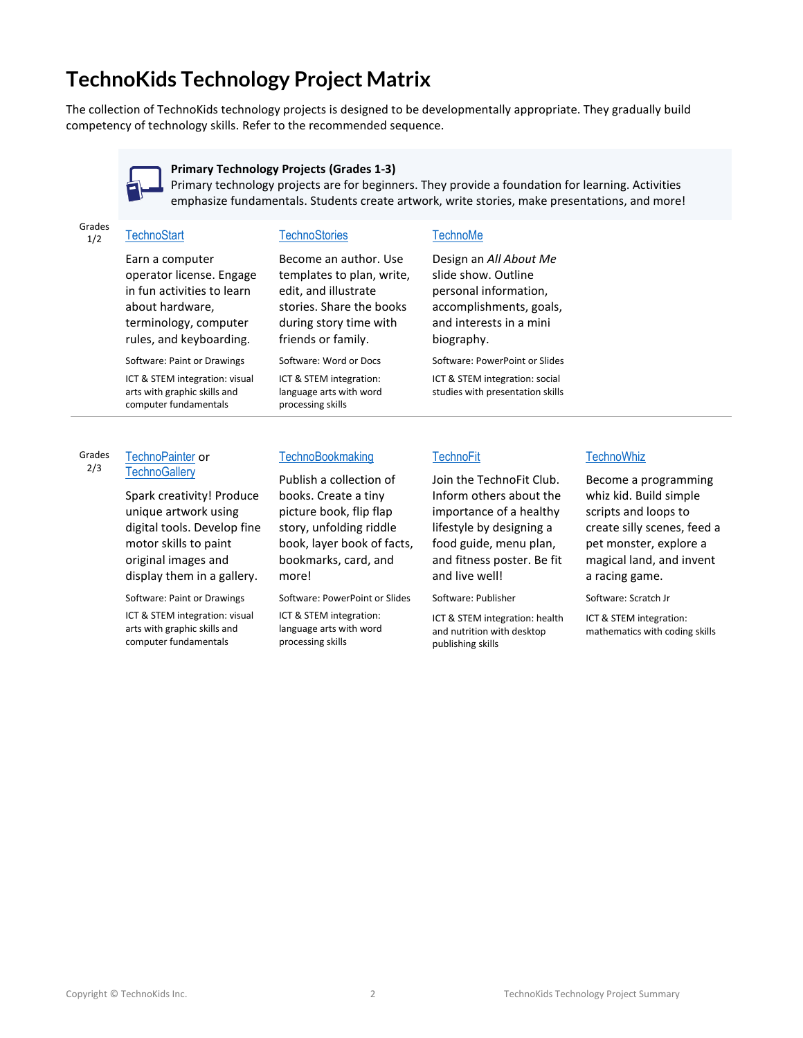# TechnoKids Technology Project Matrix

The collection of TechnoKids technology projects is designed to be developmentally appropriate. They gradually build competency of technology skills. Refer to the recommended sequence.

**Primary Technology Projects (Grades 1-3)**
Primary technology projects are for beginners. They provide a foundation for learning. Activities emphasize fundamentals. Students create artwork, write stories, make presentations, and more!

## Grades 1/2

### TechnoStart

Earn a computer operator license. Engage in fun activities to learn about hardware, terminology, computer rules, and keyboarding.

Software: Paint or Drawings

ICT & STEM integration: visual arts with graphic skills and computer fundamentals

### TechnoStories

Become an author. Use templates to plan, write, edit, and illustrate stories. Share the books during story time with friends or family.

Software: Word or Docs

ICT & STEM integration: language arts with word processing skills

### TechnoMe

Design an *All About Me* slide show. Outline personal information, accomplishments, goals, and interests in a mini biography.

Software: PowerPoint or Slides

ICT & STEM integration: social studies with presentation skills

## Grades 2/3

### TechnoPainter or TechnoGallery

Spark creativity! Produce unique artwork using digital tools. Develop fine motor skills to paint original images and display them in a gallery.

Software: Paint or Drawings

ICT & STEM integration: visual arts with graphic skills and computer fundamentals

### TechnoBookmaking

Publish a collection of books. Create a tiny picture book, flip flap story, unfolding riddle book, layer book of facts, bookmarks, card, and more!

Software: PowerPoint or Slides

ICT & STEM integration: language arts with word processing skills

### TechnoFit

Join the TechnoFit Club. Inform others about the importance of a healthy lifestyle by designing a food guide, menu plan, and fitness poster. Be fit and live well!

Software: Publisher

ICT & STEM integration: health and nutrition with desktop publishing skills

### TechnoWhiz

Become a programming whiz kid. Build simple scripts and loops to create silly scenes, feed a pet monster, explore a magical land, and invent a racing game.

Software: Scratch Jr

ICT & STEM integration: mathematics with coding skills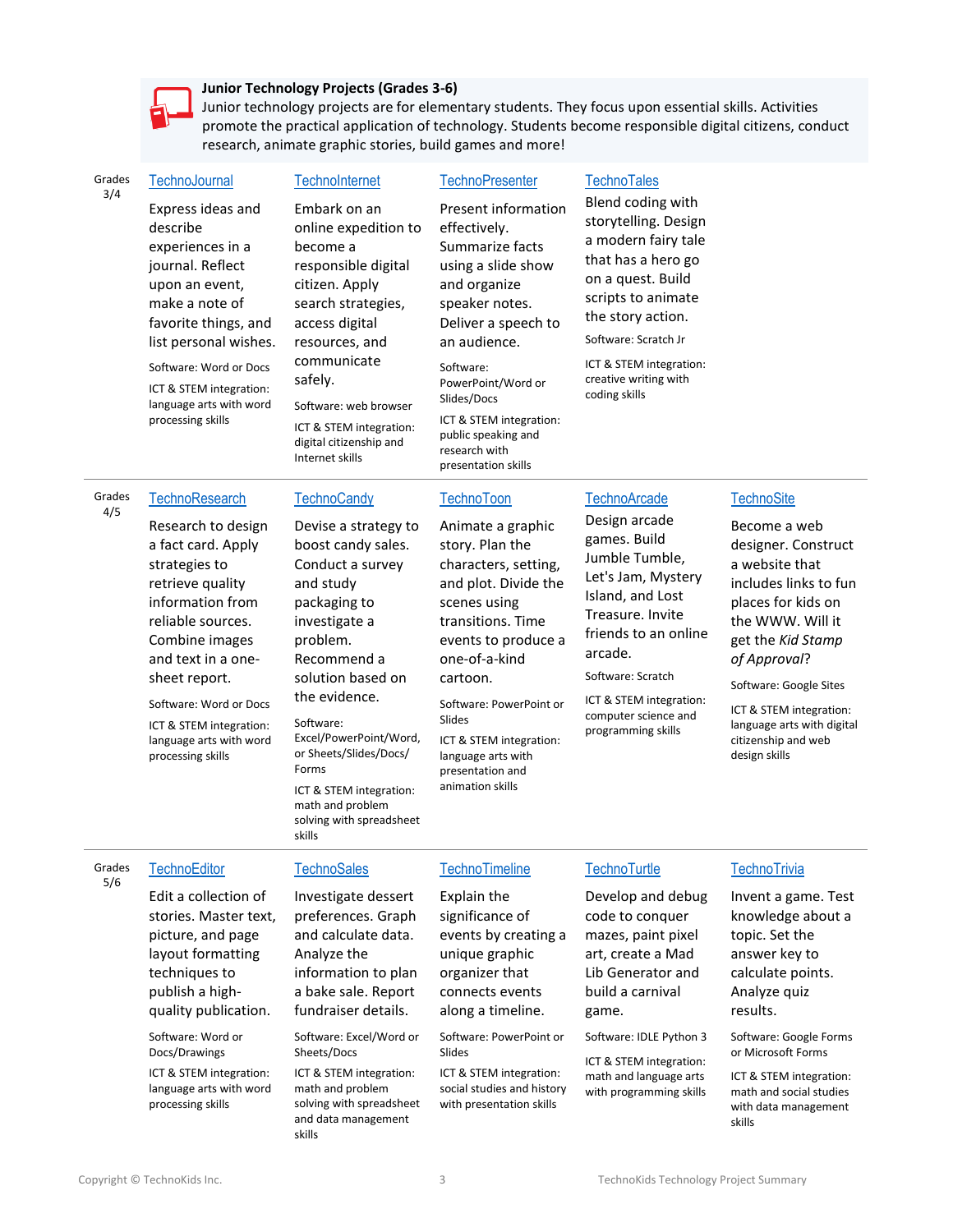## Junior Technology Projects (Grades 3-6)

Junior technology projects are for elementary students. They focus upon essential skills. Activities promote the practical application of technology. Students become responsible digital citizens, conduct research, animate graphic stories, build games and more!

### Grades 3/4

**TechnoJournal**

Express ideas and describe experiences in a journal. Reflect upon an event, make a note of favorite things, and list personal wishes.

Software: Word or Docs

ICT & STEM integration: language arts with word processing skills

**TechnoInternet**

Embark on an online expedition to become a responsible digital citizen. Apply search strategies, access digital resources, and communicate safely.

Software: web browser

ICT & STEM integration: digital citizenship and Internet skills

**TechnoPresenter**

Present information effectively. Summarize facts using a slide show and organize speaker notes. Deliver a speech to an audience.

Software: PowerPoint/Word or Slides/Docs

ICT & STEM integration: public speaking and research with presentation skills

**TechnoTales**

Blend coding with storytelling. Design a modern fairy tale that has a hero go on a quest. Build scripts to animate the story action.

Software: Scratch Jr

ICT & STEM integration: creative writing with coding skills

### Grades 4/5

**TechnoResearch**

Research to design a fact card. Apply strategies to retrieve quality information from reliable sources. Combine images and text in a one-sheet report.

Software: Word or Docs

ICT & STEM integration: language arts with word processing skills

**TechnoCandy**

Devise a strategy to boost candy sales. Conduct a survey and study packaging to investigate a problem. Recommend a solution based on the evidence.

Software: Excel/PowerPoint/Word, or Sheets/Slides/Docs/ Forms

ICT & STEM integration: math and problem solving with spreadsheet skills

**TechnoToon**

Animate a graphic story. Plan the characters, setting, and plot. Divide the scenes using transitions. Time events to produce a one-of-a-kind cartoon.

Software: PowerPoint or Slides

ICT & STEM integration: language arts with presentation and animation skills

**TechnoArcade**

Design arcade games. Build Jumble Tumble, Let's Jam, Mystery Island, and Lost Treasure. Invite friends to an online arcade.

Software: Scratch

ICT & STEM integration: computer science and programming skills

**TechnoSite**

Become a web designer. Construct a website that includes links to fun places for kids on the WWW. Will it get the *Kid Stamp of Approval*?

Software: Google Sites

ICT & STEM integration: language arts with digital citizenship and web design skills

### Grades 5/6

**TechnoEditor**

Edit a collection of stories. Master text, picture, and page layout formatting techniques to publish a high-quality publication.

Software: Word or Docs/Drawings

ICT & STEM integration: language arts with word processing skills

**TechnoSales**

Investigate dessert preferences. Graph and calculate data. Analyze the information to plan a bake sale. Report fundraiser details.

Software: Excel/Word or Sheets/Docs

ICT & STEM integration: math and problem solving with spreadsheet and data management skills

**TechnoTimeline**

Explain the significance of events by creating a unique graphic organizer that connects events along a timeline.

Software: PowerPoint or Slides

ICT & STEM integration: social studies and history with presentation skills

**TechnoTurtle**

Develop and debug code to conquer mazes, paint pixel art, create a Mad Lib Generator and build a carnival game.

Software: IDLE Python 3

ICT & STEM integration: math and language arts with programming skills

**TechnoTrivia**

Invent a game. Test knowledge about a topic. Set the answer key to calculate points. Analyze quiz results.

Software: Google Forms or Microsoft Forms

ICT & STEM integration: math and social studies with data management skills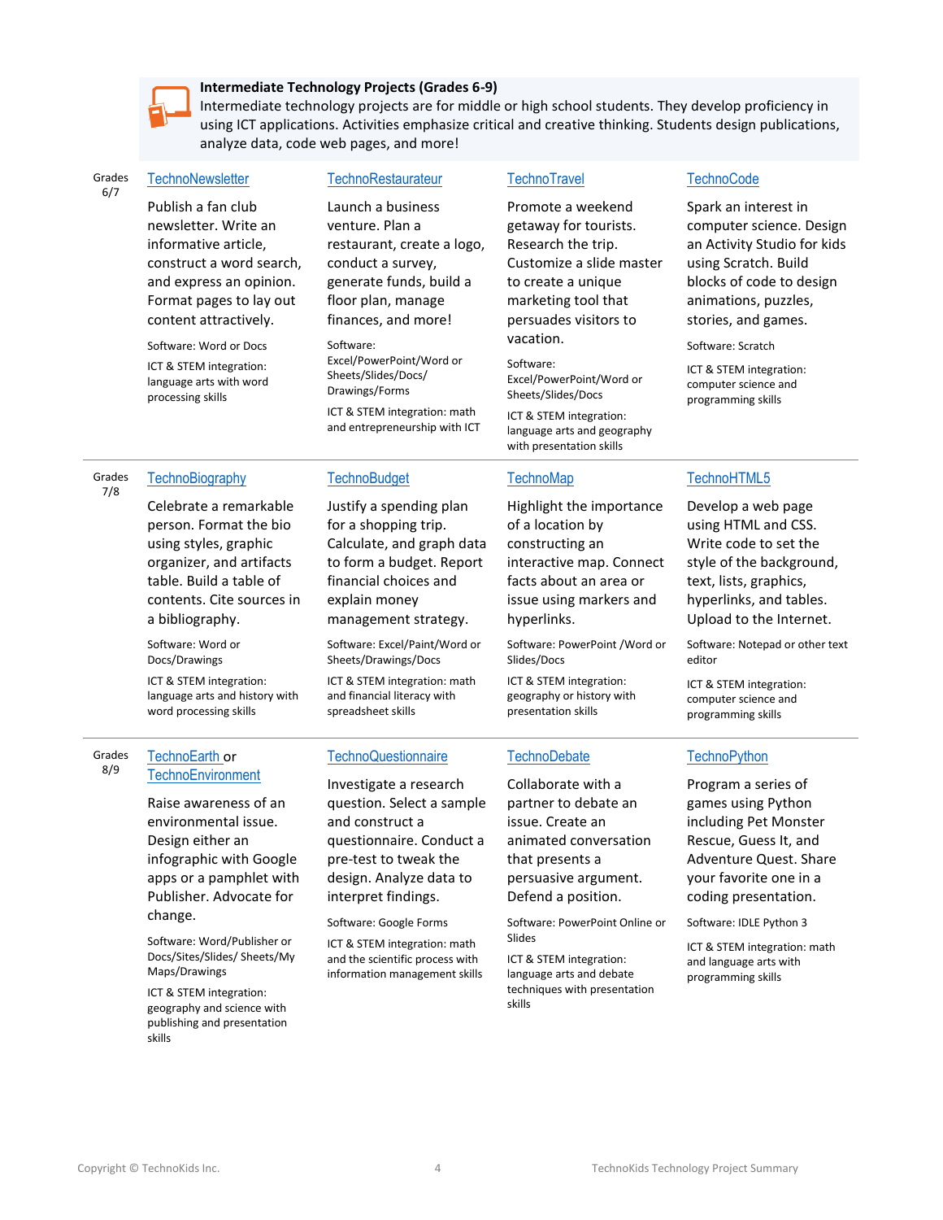## Intermediate Technology Projects (Grades 6-9)

Intermediate technology projects are for middle or high school students. They develop proficiency in using ICT applications. Activities emphasize critical and creative thinking. Students design publications, analyze data, code web pages, and more!

| Grades | | | | |
|---|---|---|---|---|
| Grades 6/7 | **TechnoNewsletter**<br><br>Publish a fan club newsletter. Write an informative article, construct a word search, and express an opinion. Format pages to lay out content attractively.<br><br>Software: Word or Docs<br><br>ICT & STEM integration: language arts with word processing skills | **TechnoRestaurateur**<br><br>Launch a business venture. Plan a restaurant, create a logo, conduct a survey, generate funds, build a floor plan, manage finances, and more!<br><br>Software: Excel/PowerPoint/Word or Sheets/Slides/Docs/ Drawings/Forms<br><br>ICT & STEM integration: math and entrepreneurship with ICT | **TechnoTravel**<br><br>Promote a weekend getaway for tourists. Research the trip. Customize a slide master to create a unique marketing tool that persuades visitors to vacation.<br><br>Software: Excel/PowerPoint/Word or Sheets/Slides/Docs<br><br>ICT & STEM integration: language arts and geography with presentation skills | **TechnoCode**<br><br>Spark an interest in computer science. Design an Activity Studio for kids using Scratch. Build blocks of code to design animations, puzzles, stories, and games.<br><br>Software: Scratch<br><br>ICT & STEM integration: computer science and programming skills |
| Grades 7/8 | **TechnoBiography**<br><br>Celebrate a remarkable person. Format the bio using styles, graphic organizer, and artifacts table. Build a table of contents. Cite sources in a bibliography.<br><br>Software: Word or Docs/Drawings<br><br>ICT & STEM integration: language arts and history with word processing skills | **TechnoBudget**<br><br>Justify a spending plan for a shopping trip. Calculate, and graph data to form a budget. Report financial choices and explain money management strategy.<br><br>Software: Excel/Paint/Word or Sheets/Drawings/Docs<br><br>ICT & STEM integration: math and financial literacy with spreadsheet skills | **TechnoMap**<br><br>Highlight the importance of a location by constructing an interactive map. Connect facts about an area or issue using markers and hyperlinks.<br><br>Software: PowerPoint /Word or Slides/Docs<br><br>ICT & STEM integration: geography or history with presentation skills | **TechnoHTML5**<br><br>Develop a web page using HTML and CSS. Write code to set the style of the background, text, lists, graphics, hyperlinks, and tables. Upload to the Internet.<br><br>Software: Notepad or other text editor<br><br>ICT & STEM integration: computer science and programming skills |
| Grades 8/9 | **TechnoEarth** or **TechnoEnvironment**<br><br>Raise awareness of an environmental issue. Design either an infographic with Google apps or a pamphlet with Publisher. Advocate for change.<br><br>Software: Word/Publisher or Docs/Sites/Slides/ Sheets/My Maps/Drawings<br><br>ICT & STEM integration: geography and science with publishing and presentation skills | **TechnoQuestionnaire**<br><br>Investigate a research question. Select a sample and construct a questionnaire. Conduct a pre-test to tweak the design. Analyze data to interpret findings.<br><br>Software: Google Forms<br><br>ICT & STEM integration: math and the scientific process with information management skills | **TechnoDebate**<br><br>Collaborate with a partner to debate an issue. Create an animated conversation that presents a persuasive argument. Defend a position.<br><br>Software: PowerPoint Online or Slides<br><br>ICT & STEM integration: language arts and debate techniques with presentation skills | **TechnoPython**<br><br>Program a series of games using Python including Pet Monster Rescue, Guess It, and Adventure Quest. Share your favorite one in a coding presentation.<br><br>Software: IDLE Python 3<br><br>ICT & STEM integration: math and language arts with programming skills |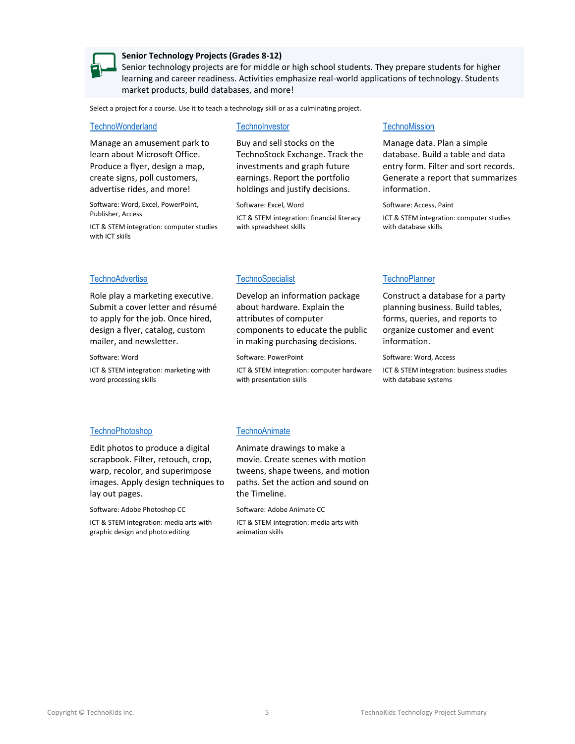**Senior Technology Projects (Grades 8-12)**
Senior technology projects are for middle or high school students. They prepare students for higher learning and career readiness. Activities emphasize real-world applications of technology. Students market products, build databases, and more!

Select a project for a course. Use it to teach a technology skill or as a culminating project.

### TechnoWonderland

Manage an amusement park to learn about Microsoft Office. Produce a flyer, design a map, create signs, poll customers, advertise rides, and more!

Software: Word, Excel, PowerPoint, Publisher, Access

ICT & STEM integration: computer studies with ICT skills

### TechnoInvestor

Buy and sell stocks on the TechnoStock Exchange. Track the investments and graph future earnings. Report the portfolio holdings and justify decisions.

Software: Excel, Word

ICT & STEM integration: financial literacy with spreadsheet skills

### TechnoMission

Manage data. Plan a simple database. Build a table and data entry form. Filter and sort records. Generate a report that summarizes information.

Software: Access, Paint

ICT & STEM integration: computer studies with database skills

### TechnoAdvertise

Role play a marketing executive. Submit a cover letter and résumé to apply for the job. Once hired, design a flyer, catalog, custom mailer, and newsletter.

Software: Word

ICT & STEM integration: marketing with word processing skills

### TechnoSpecialist

Develop an information package about hardware. Explain the attributes of computer components to educate the public in making purchasing decisions.

Software: PowerPoint

ICT & STEM integration: computer hardware with presentation skills

### TechnoPlanner

Construct a database for a party planning business. Build tables, forms, queries, and reports to organize customer and event information.

Software: Word, Access

ICT & STEM integration: business studies with database systems

### TechnoPhotoshop

Edit photos to produce a digital scrapbook. Filter, retouch, crop, warp, recolor, and superimpose images. Apply design techniques to lay out pages.

Software: Adobe Photoshop CC

ICT & STEM integration: media arts with graphic design and photo editing

### TechnoAnimate

Animate drawings to make a movie. Create scenes with motion tweens, shape tweens, and motion paths. Set the action and sound on the Timeline.

Software: Adobe Animate CC

ICT & STEM integration: media arts with animation skills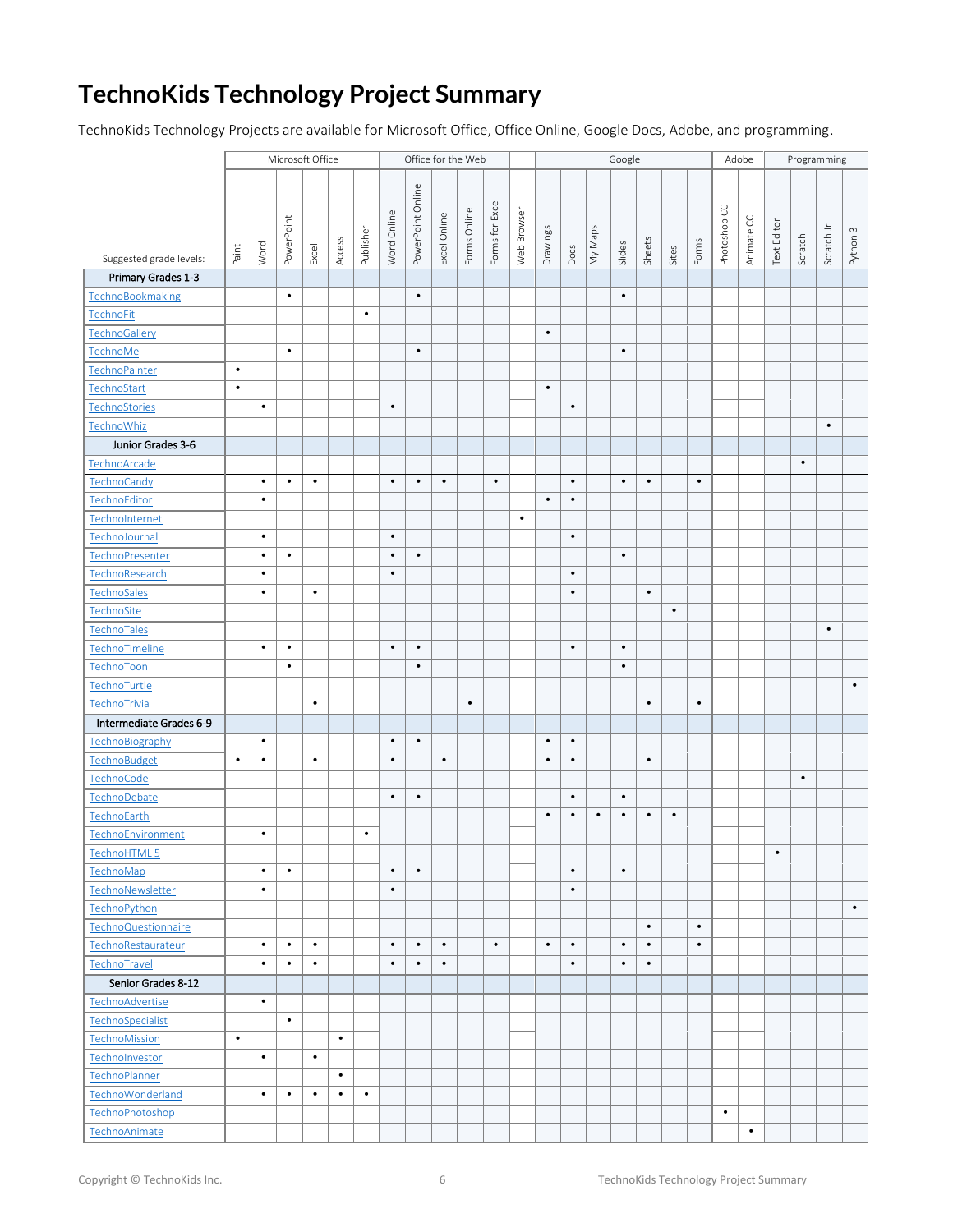# TechnoKids Technology Project Summary

TechnoKids Technology Projects are available for Microsoft Office, Office Online, Google Docs, Adobe, and programming.

| | Microsoft Office | | | | | | Office for the Web | | | | | | Google | | | | | | | Adobe | | Programming | | | |
|---|---|---|---|---|---|---|---|---|---|---|---|---|---|---|---|---|---|---|---|---|---|---|---|---|---|
| Suggested grade levels: | Paint | Word | PowerPoint | Excel | Access | Publisher | Word Online | PowerPoint Online | Excel Online | Forms Online | Forms for Excel | Web Browser | Drawings | Docs | My Maps | Slides | Sheets | Sites | Forms | Photoshop CC | Animate CC | Text Editor | Scratch | Scratch Jr | Python 3 |
| **Primary Grades 1-3** | | | | | | | | | | | | | | | | | | | | | | | | | |
| TechnoBookmaking | | | • | | | | | • | | | | | | | | • | | | | | | | | | |
| TechnoFit | | | | | | • | | | | | | | | | | | | | | | | | | | |
| TechnoGallery | | | | | | | | | | | | | • | | | | | | | | | | | | |
| TechnoMe | | | • | | | | | • | | | | | | | | • | | | | | | | | | |
| TechnoPainter | • | | | | | | | | | | | | | | | | | | | | | | | | |
| TechnoStart | • | | | | | | | | | | | | • | | | | | | | | | | | | |
| TechnoStories | | • | | | | | • | | | | | | | • | | | | | | | | | | | |
| TechnoWhiz | | | | | | | | | | | | | | | | | | | | | | | | • | |
| **Junior Grades 3-6** | | | | | | | | | | | | | | | | | | | | | | | | | |
| TechnoArcade | | | | | | | | | | | | | | | | | | | | | | | • | | |
| TechnoCandy | | • | • | • | | | • | • | • | | • | | | • | | • | • | | • | | | | | | |
| TechnoEditor | | • | | | | | | | | | | | • | • | | | | | | | | | | | |
| TechnoInternet | | | | | | | | | | | | • | | | | | | | | | | | | | |
| TechnoJournal | | • | | | | | • | | | | | | | • | | | | | | | | | | | |
| TechnoPresenter | | • | • | | | | • | • | | | | | | | | • | | | | | | | | | |
| TechnoResearch | | • | | | | | • | | | | | | | • | | | | | | | | | | | |
| TechnoSales | | • | | • | | | | | | | | | | • | | | • | | | | | | | | |
| TechnoSite | | | | | | | | | | | | | | | | | | • | | | | | | | |
| TechnoTales | | | | | | | | | | | | | | | | | | | | | | | | • | |
| TechnoTimeline | | • | • | | | | • | • | | | | | | • | | • | | | | | | | | | |
| TechnoToon | | | • | | | | | • | | | | | | | | • | | | | | | | | | |
| TechnoTurtle | | | | | | | | | | | | | | | | | | | | | | | | | • |
| TechnoTrivia | | | | • | | | | | | • | | | | | | | • | | • | | | | | | |
| **Intermediate Grades 6-9** | | | | | | | | | | | | | | | | | | | | | | | | | |
| TechnoBiography | | • | | | | | • | • | | | | | • | • | | | | | | | | | | | |
| TechnoBudget | • | • | | • | | | • | | • | | | | • | • | | | • | | | | | | | | |
| TechnoCode | | | | | | | | | | | | | | | | | | | | | | | • | | |
| TechnoDebate | | | | | | | • | • | | | | | | • | | • | | | | | | | | | |
| TechnoEarth | | | | | | | | | | | | | • | • | • | • | • | • | | | | | | | |
| TechnoEnvironment | | • | | | | • | | | | | | | | | | | | | | | | | | | |
| TechnoHTML 5 | | | | | | | | | | | | | | | | | | | | | | • | | | |
| TechnoMap | | • | • | | | | • | • | | | | | | • | | • | | | | | | | | | |
| TechnoNewsletter | | • | | | | | • | | | | | | | • | | | | | | | | | | | |
| TechnoPython | | | | | | | | | | | | | | | | | | | | | | | | | • |
| TechnoQuestionnaire | | | | | | | | | | | | | | | | | • | | • | | | | | | |
| TechnoRestaurateur | | • | • | • | | | • | • | • | | • | | • | • | | • | • | | • | | | | | | |
| TechnoTravel | | • | • | • | | | • | • | • | | | | | • | | • | • | | | | | | | | |
| **Senior Grades 8-12** | | | | | | | | | | | | | | | | | | | | | | | | | |
| TechnoAdvertise | | • | | | | | | | | | | | | | | | | | | | | | | | |
| TechnoSpecialist | | | • | | | | | | | | | | | | | | | | | | | | | | |
| TechnoMission | • | | | | • | | | | | | | | | | | | | | | | | | | | |
| TechnoInvestor | | • | | • | | | | | | | | | | | | | | | | | | | | | |
| TechnoPlanner | | | | | • | | | | | | | | | | | | | | | | | | | | |
| TechnoWonderland | | • | • | • | • | • | | | | | | | | | | | | | | | | | | | |
| TechnoPhotoshop | | | | | | | | | | | | | | | | | | | | • | | | | | |
| TechnoAnimate | | | | | | | | | | | | | | | | | | | | | • | | | | |